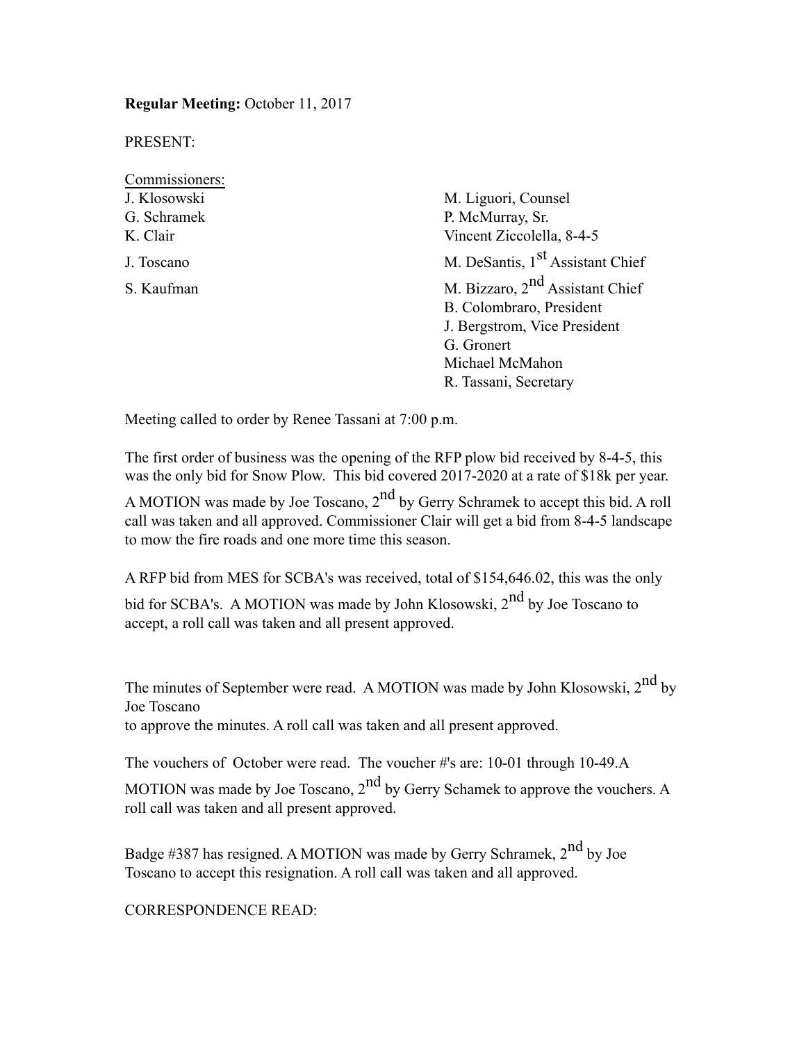**Regular Meeting:** October 11, 2017

PRESENT:

Commissioners:

J. Klosowski
G. Schramek
K. Clair
J. Toscano
S. Kaufman

M. Liguori, Counsel
P. McMurray, Sr.
Vincent Ziccolella, 8-4-5
M. DeSantis, 1st Assistant Chief
M. Bizzaro, 2nd Assistant Chief
B. Colombraro, President
J. Bergstrom, Vice President
G. Gronert
Michael McMahon
R. Tassani, Secretary

Meeting called to order by Renee Tassani at 7:00 p.m.

The first order of business was the opening of the RFP plow bid received by 8-4-5, this was the only bid for Snow Plow. This bid covered 2017-2020 at a rate of $18k per year. A MOTION was made by Joe Toscano, 2nd by Gerry Schramek to accept this bid. A roll call was taken and all approved. Commissioner Clair will get a bid from 8-4-5 landscape to mow the fire roads and one more time this season.

A RFP bid from MES for SCBA's was received, total of $154,646.02, this was the only bid for SCBA's. A MOTION was made by John Klosowski, 2nd by Joe Toscano to accept, a roll call was taken and all present approved.

The minutes of September were read. A MOTION was made by John Klosowski, 2nd by Joe Toscano
to approve the minutes. A roll call was taken and all present approved.

The vouchers of October were read. The voucher #'s are: 10-01 through 10-49.A MOTION was made by Joe Toscano, 2nd by Gerry Schamek to approve the vouchers. A roll call was taken and all present approved.

Badge #387 has resigned. A MOTION was made by Gerry Schramek, 2nd by Joe Toscano to accept this resignation. A roll call was taken and all approved.

CORRESPONDENCE READ: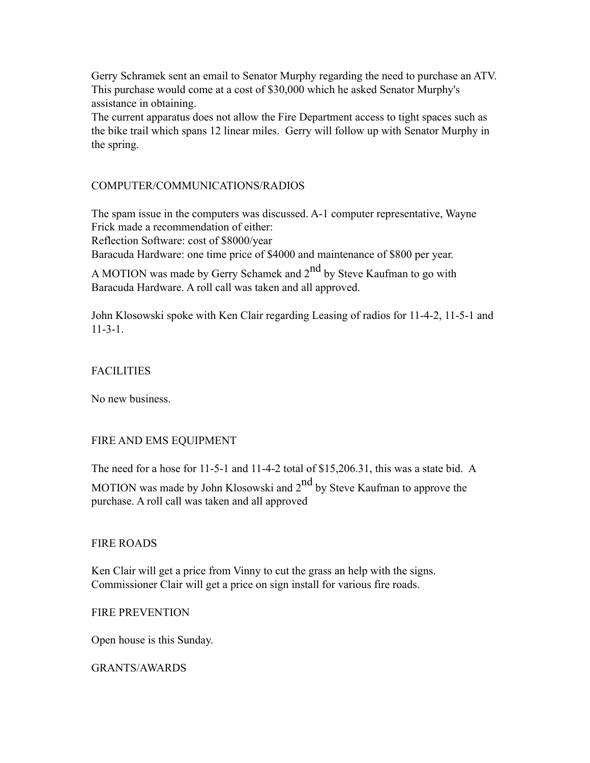Gerry Schramek sent an email to Senator Murphy regarding the need to purchase an ATV. This purchase would come at a cost of $30,000 which he asked Senator Murphy's assistance in obtaining.
The current apparatus does not allow the Fire Department access to tight spaces such as the bike trail which spans 12 linear miles. Gerry will follow up with Senator Murphy in the spring.

## COMPUTER/COMMUNICATIONS/RADIOS

The spam issue in the computers was discussed. A-1 computer representative, Wayne Frick made a recommendation of either:
Reflection Software: cost of $8000/year
Baracuda Hardware: one time price of $4000 and maintenance of $800 per year.

A MOTION was made by Gerry Schamek and 2nd by Steve Kaufman to go with Baracuda Hardware. A roll call was taken and all approved.

John Klosowski spoke with Ken Clair regarding Leasing of radios for 11-4-2, 11-5-1 and 11-3-1.

## FACILITIES

No new business.

## FIRE AND EMS EQUIPMENT

The need for a hose for 11-5-1 and 11-4-2 total of $15,206.31, this was a state bid. A MOTION was made by John Klosowski and 2nd by Steve Kaufman to approve the purchase. A roll call was taken and all approved

## FIRE ROADS

Ken Clair will get a price from Vinny to cut the grass an help with the signs. Commissioner Clair will get a price on sign install for various fire roads.

## FIRE PREVENTION

Open house is this Sunday.

## GRANTS/AWARDS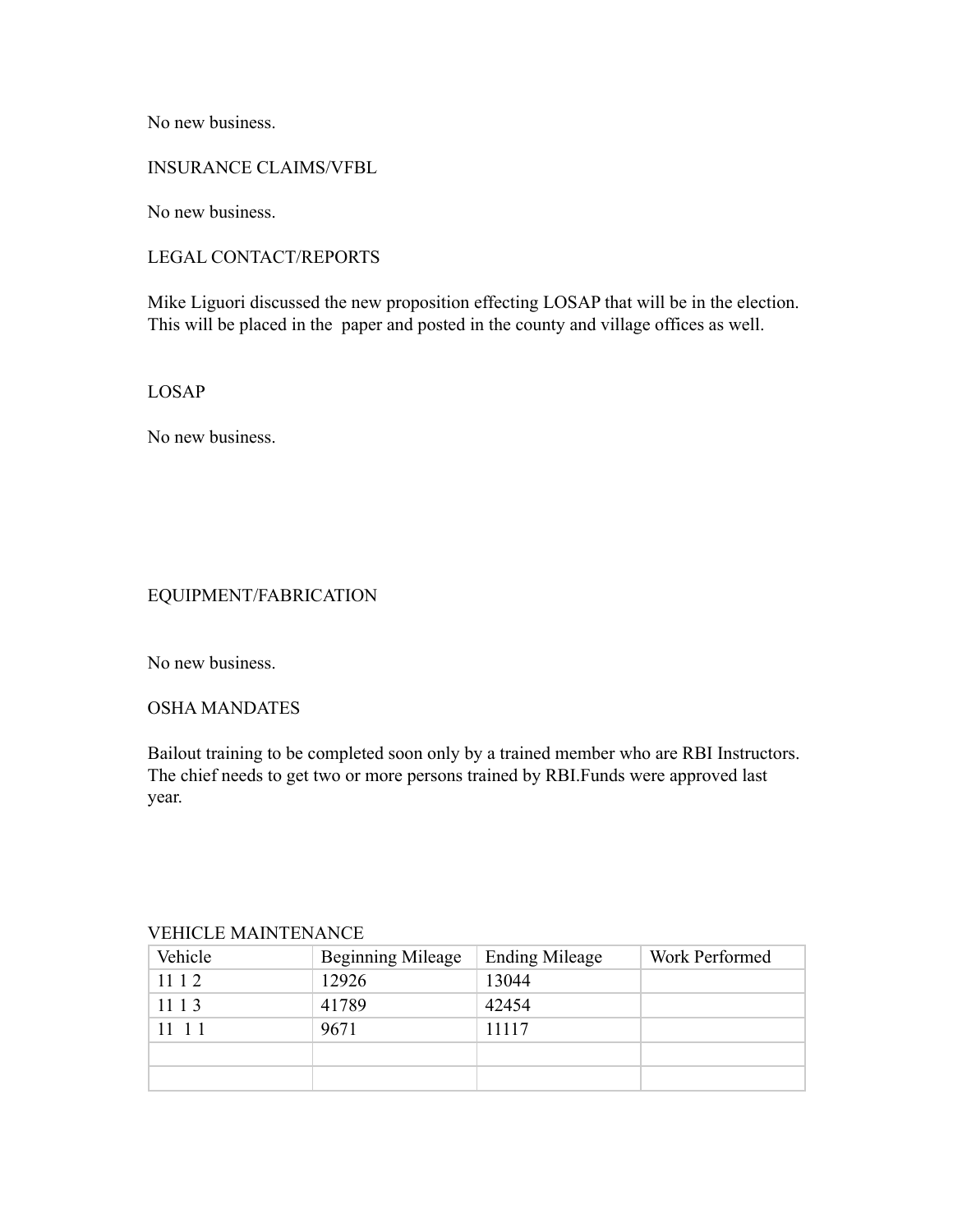No new business.

## INSURANCE CLAIMS/VFBL

No new business.

## LEGAL CONTACT/REPORTS

Mike Liguori discussed the new proposition effecting LOSAP that will be in the election. This will be placed in the  paper and posted in the county and village offices as well.

## LOSAP

No new business.

## EQUIPMENT/FABRICATION

No new business.

## OSHA MANDATES

Bailout training to be completed soon only by a trained member who are RBI Instructors. The chief needs to get two or more persons trained by RBI.Funds were approved last year.

## VEHICLE MAINTENANCE

| Vehicle | Beginning Mileage | Ending Mileage | Work Performed |
|---|---|---|---|
| 11 1 2 | 12926 | 13044 | |
| 11 1 3 | 41789 | 42454 | |
| 11  1 1 | 9671 | 11117 | |
| | | | |
| | | | |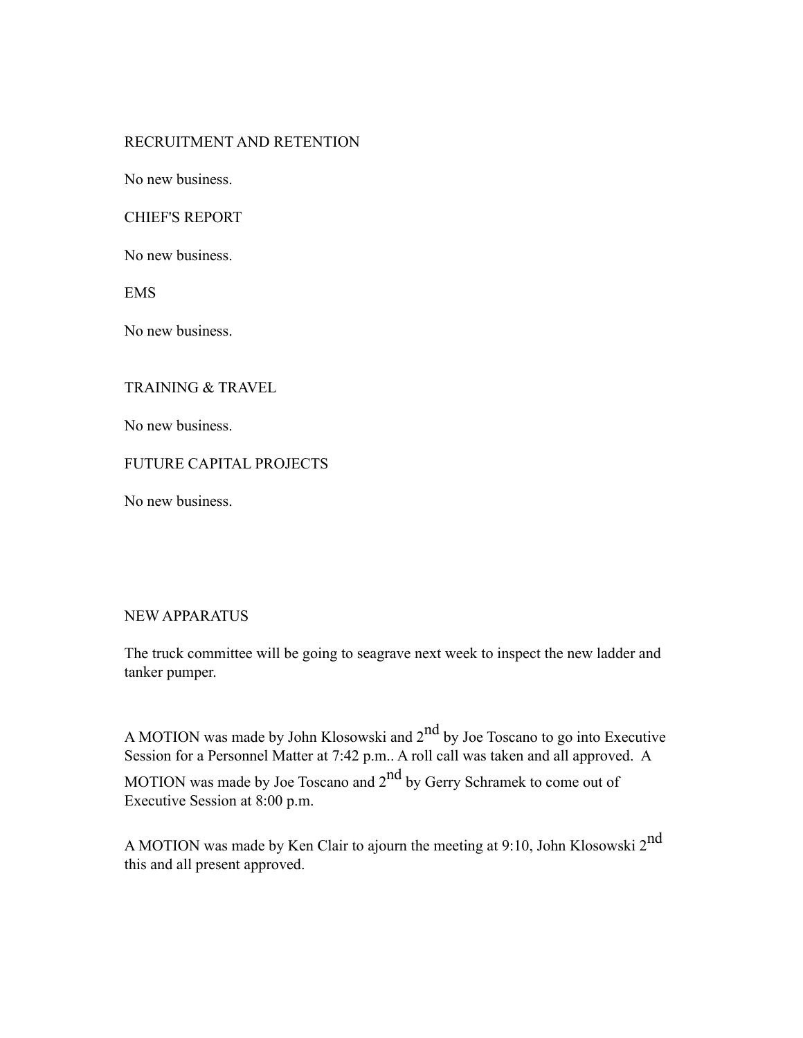RECRUITMENT AND RETENTION

No new business.

CHIEF'S REPORT

No new business.

EMS

No new business.

TRAINING & TRAVEL

No new business.

FUTURE CAPITAL PROJECTS

No new business.

NEW APPARATUS

The truck committee will be going to seagrave next week to inspect the new ladder and tanker pumper.

A MOTION was made by John Klosowski and 2nd by Joe Toscano to go into Executive Session for a Personnel Matter at 7:42 p.m.. A roll call was taken and all approved. A MOTION was made by Joe Toscano and 2nd by Gerry Schramek to come out of Executive Session at 8:00 p.m.

A MOTION was made by Ken Clair to ajourn the meeting at 9:10, John Klosowski 2nd this and all present approved.